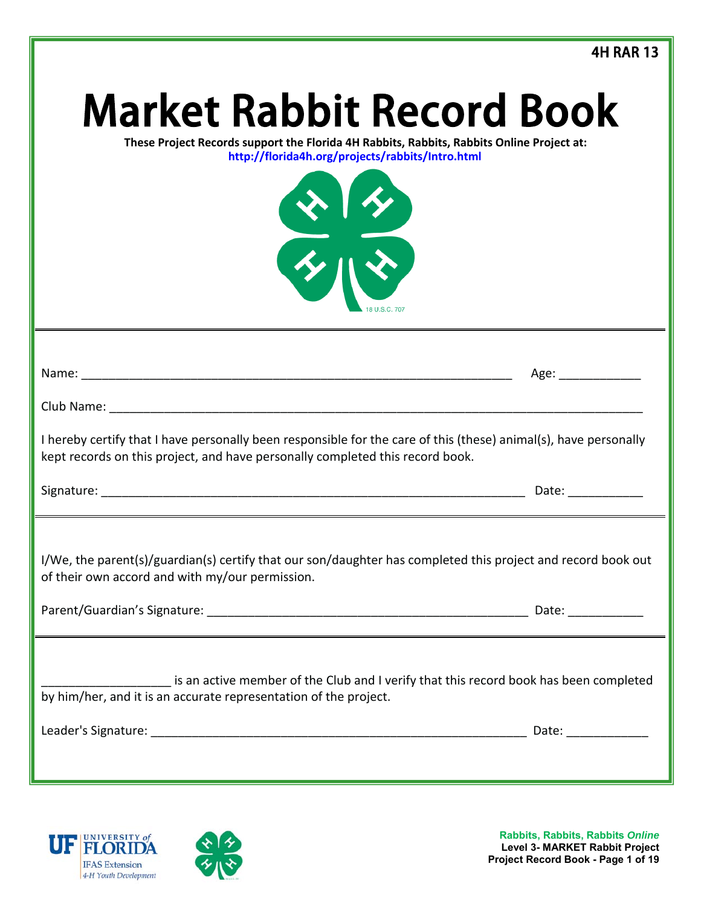4H RAR 13

# Market Rabbit Record Book

**These Project Records support the Florida 4H Rabbits, Rabbits, Rabbits Online Project at:**
**http://florida4h.org/projects/rabbits/Intro.html**

18 U.S.C. 707

---

Name: ____________________________________________________________ Age: ____________

Club Name: ___________________________________________________________________________

I hereby certify that I have personally been responsible for the care of this (these) animal(s), have personally kept records on this project, and have personally completed this record book.

Signature: ____________________________________________________________ Date: ___________

---

I/We, the parent(s)/guardian(s) certify that our son/daughter has completed this project and record book out of their own accord and with my/our permission.

Parent/Guardian's Signature: _______________________________________________ Date: ___________

---

___________________ is an active member of the Club and I verify that this record book has been completed by him/her, and it is an accurate representation of the project.

Leader's Signature: _______________________________________________________ Date: ____________

UF UNIVERSITY of FLORIDA
IFAS Extension
4-H Youth Development

**Rabbits, Rabbits, Rabbits *Online***
**Level 3- MARKET Rabbit Project**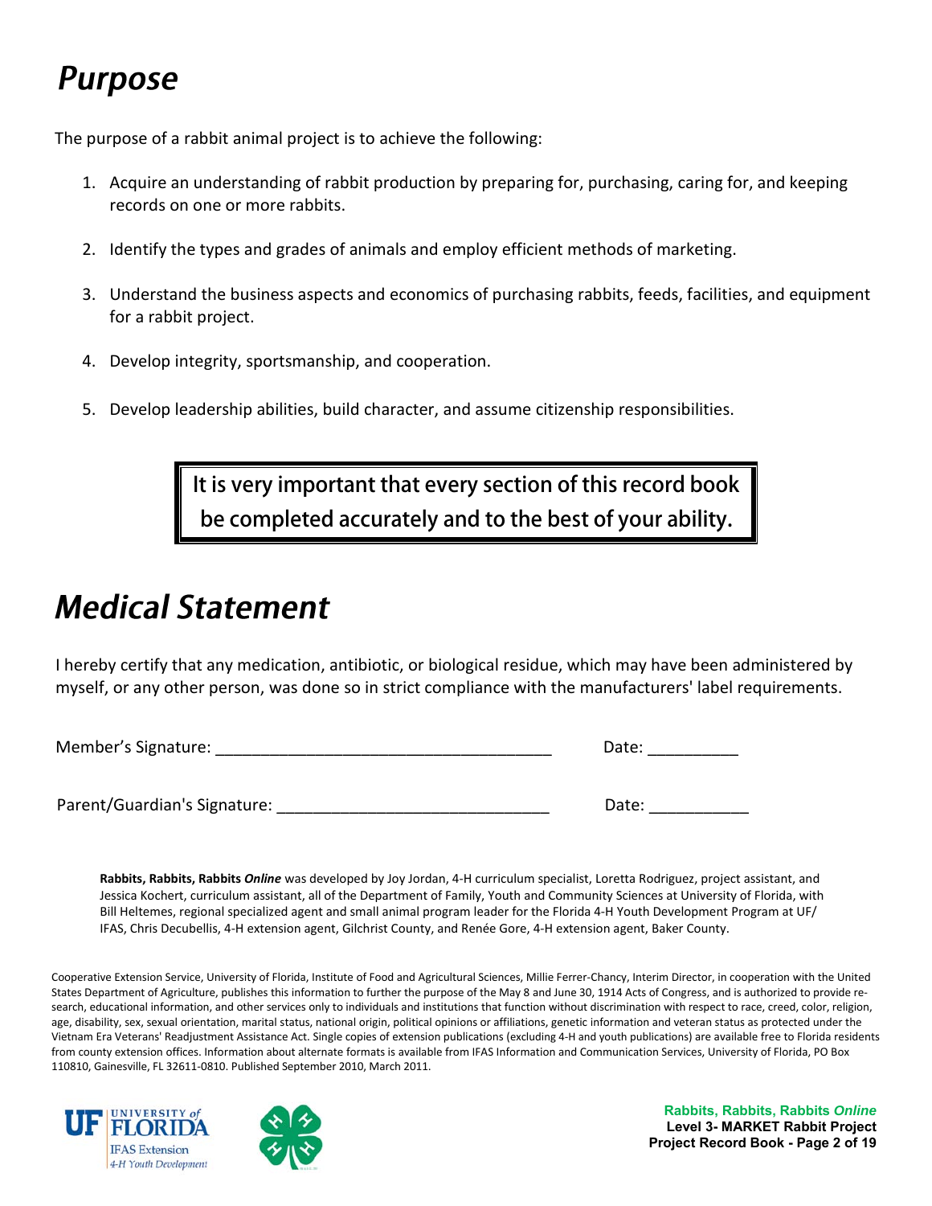# *Purpose*

The purpose of a rabbit animal project is to achieve the following:

1. Acquire an understanding of rabbit production by preparing for, purchasing, caring for, and keeping records on one or more rabbits.
2. Identify the types and grades of animals and employ efficient methods of marketing.
3. Understand the business aspects and economics of purchasing rabbits, feeds, facilities, and equipment for a rabbit project.
4. Develop integrity, sportsmanship, and cooperation.
5. Develop leadership abilities, build character, and assume citizenship responsibilities.

**It is very important that every section of this record book be completed accurately and to the best of your ability.**

# *Medical Statement*

I hereby certify that any medication, antibiotic, or biological residue, which may have been administered by myself, or any other person, was done so in strict compliance with the manufacturers' label requirements.

Member's Signature: _____________________________________ Date: __________

Parent/Guardian's Signature: ______________________________ Date: ___________

**Rabbits, Rabbits, Rabbits *Online*** was developed by Joy Jordan, 4-H curriculum specialist, Loretta Rodriguez, project assistant, and Jessica Kochert, curriculum assistant, all of the Department of Family, Youth and Community Sciences at University of Florida, with Bill Heltemes, regional specialized agent and small animal program leader for the Florida 4-H Youth Development Program at UF/IFAS, Chris Decubellis, 4-H extension agent, Gilchrist County, and Renée Gore, 4-H extension agent, Baker County.

Cooperative Extension Service, University of Florida, Institute of Food and Agricultural Sciences, Millie Ferrer-Chancy, Interim Director, in cooperation with the United States Department of Agriculture, publishes this information to further the purpose of the May 8 and June 30, 1914 Acts of Congress, and is authorized to provide research, educational information, and other services only to individuals and institutions that function without discrimination with respect to race, creed, color, religion, age, disability, sex, sexual orientation, marital status, national origin, political opinions or affiliations, genetic information and veteran status as protected under the Vietnam Era Veterans' Readjustment Assistance Act. Single copies of extension publications (excluding 4-H and youth publications) are available free to Florida residents from county extension offices. Information about alternate formats is available from IFAS Information and Communication Services, University of Florida, PO Box 110810, Gainesville, FL 32611-0810. Published September 2010, March 2011.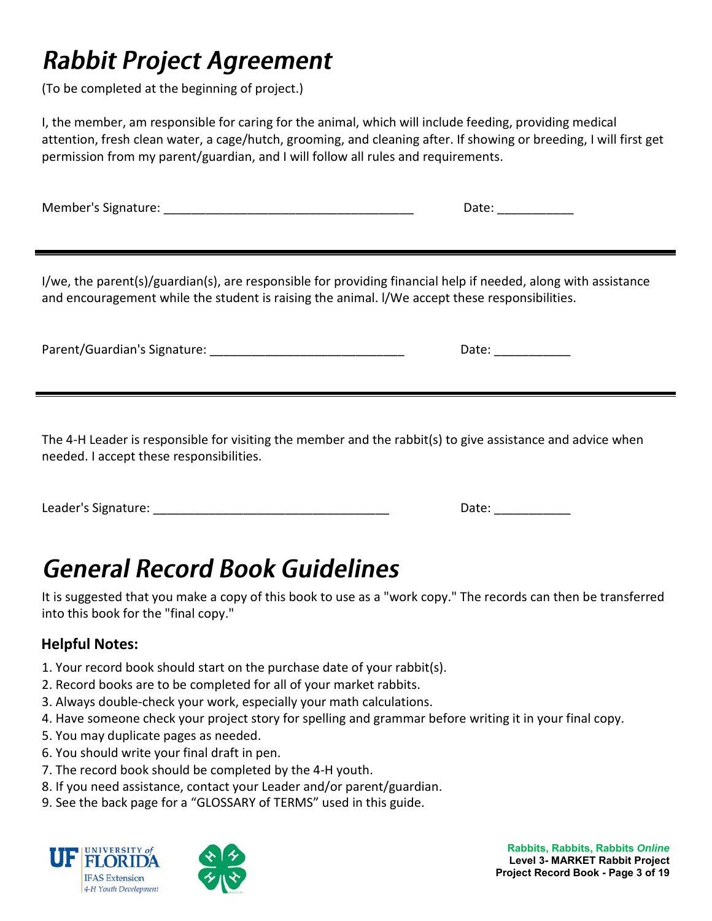# *Rabbit Project Agreement*

(To be completed at the beginning of project.)

I, the member, am responsible for caring for the animal, which will include feeding, providing medical attention, fresh clean water, a cage/hutch, grooming, and cleaning after. If showing or breeding, I will first get permission from my parent/guardian, and I will follow all rules and requirements.

Member's Signature: ____________________________________ Date: ___________

---

I/we, the parent(s)/guardian(s), are responsible for providing financial help if needed, along with assistance and encouragement while the student is raising the animal. I/We accept these responsibilities.

Parent/Guardian's Signature: ____________________________ Date: ___________

---

The 4-H Leader is responsible for visiting the member and the rabbit(s) to give assistance and advice when needed. I accept these responsibilities.

Leader's Signature: __________________________________ Date: ___________

# *General Record Book Guidelines*

It is suggested that you make a copy of this book to use as a "work copy." The records can then be transferred into this book for the "final copy."

### Helpful Notes:

1. Your record book should start on the purchase date of your rabbit(s).
2. Record books are to be completed for all of your market rabbits.
3. Always double-check your work, especially your math calculations.
4. Have someone check your project story for spelling and grammar before writing it in your final copy.
5. You may duplicate pages as needed.
6. You should write your final draft in pen.
7. The record book should be completed by the 4-H youth.
8. If you need assistance, contact your Leader and/or parent/guardian.
9. See the back page for a "GLOSSARY of TERMS" used in this guide.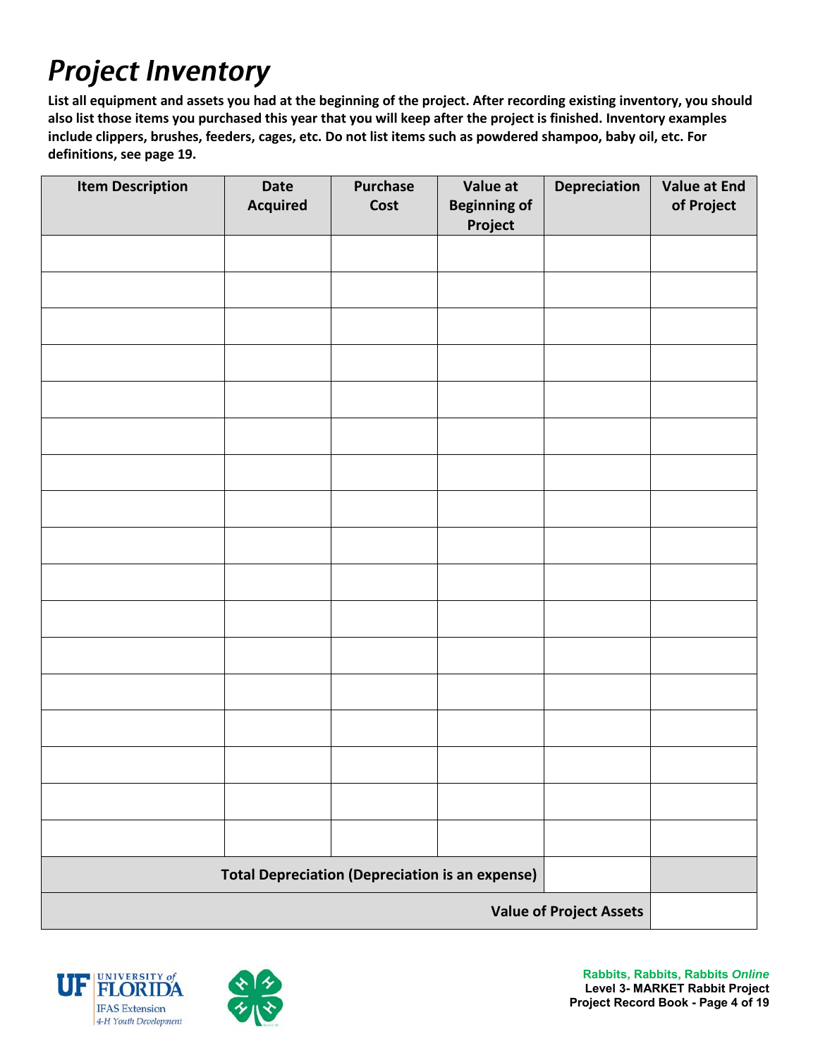# *Project Inventory*

**List all equipment and assets you had at the beginning of the project. After recording existing inventory, you should also list those items you purchased this year that you will keep after the project is finished. Inventory examples include clippers, brushes, feeders, cages, etc. Do not list items such as powdered shampoo, baby oil, etc. For definitions, see page 19.**

| Item Description | Date Acquired | Purchase Cost | Value at Beginning of Project | Depreciation | Value at End of Project |
|---|---|---|---|---|---|
| | | | | | |
| | | | | | |
| | | | | | |
| | | | | | |
| | | | | | |
| | | | | | |
| | | | | | |
| | | | | | |
| | | | | | |
| | | | | | |
| | | | | | |
| | | | | | |
| | | | | | |
| | | | | | |
| | | | | | |
| | | | | | |
| | | | | | |
| **Total Depreciation (Depreciation is an expense)** | | | | | |
| **Value of Project Assets** | | | | | |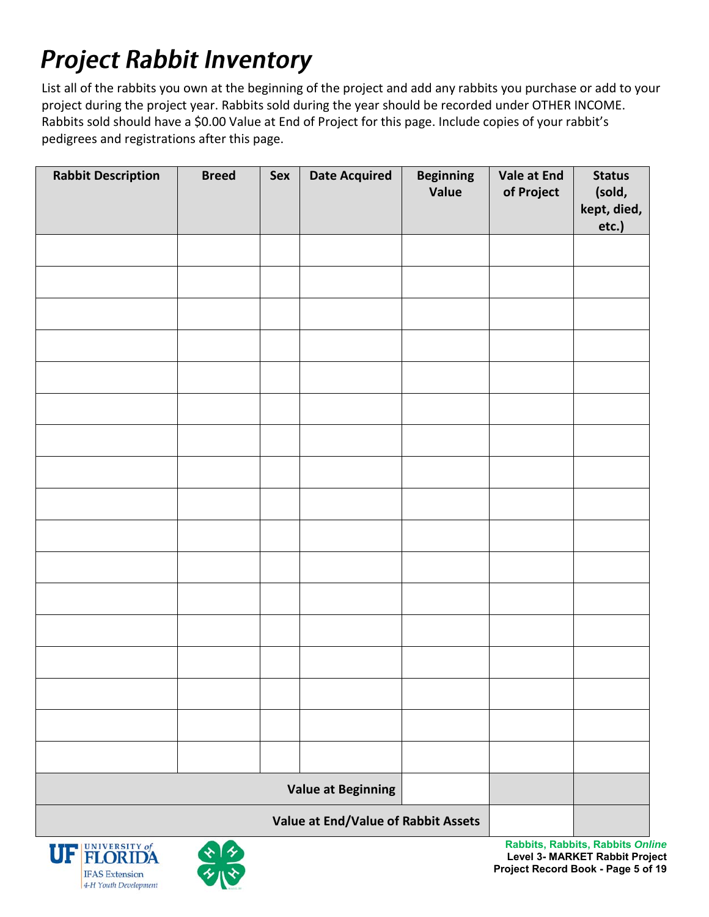# Project Rabbit Inventory

List all of the rabbits you own at the beginning of the project and add any rabbits you purchase or add to your project during the project year. Rabbits sold during the year should be recorded under OTHER INCOME. Rabbits sold should have a $0.00 Value at End of Project for this page. Include copies of your rabbit's pedigrees and registrations after this page.

| Rabbit Description | Breed | Sex | Date Acquired | Beginning Value | Vale at End of Project | Status (sold, kept, died, etc.) |
|---|---|---|---|---|---|---|
| | | | | | | |
| | | | | | | |
| | | | | | | |
| | | | | | | |
| | | | | | | |
| | | | | | | |
| | | | | | | |
| | | | | | | |
| | | | | | | |
| | | | | | | |
| | | | | | | |
| | | | | | | |
| | | | | | | |
| | | | | | | |
| | | | | | | |
| | | | | | | |
| | | | | | | |
| | | | **Value at Beginning** | | | |
| | | | | **Value at End/Value of Rabbit Assets** | | |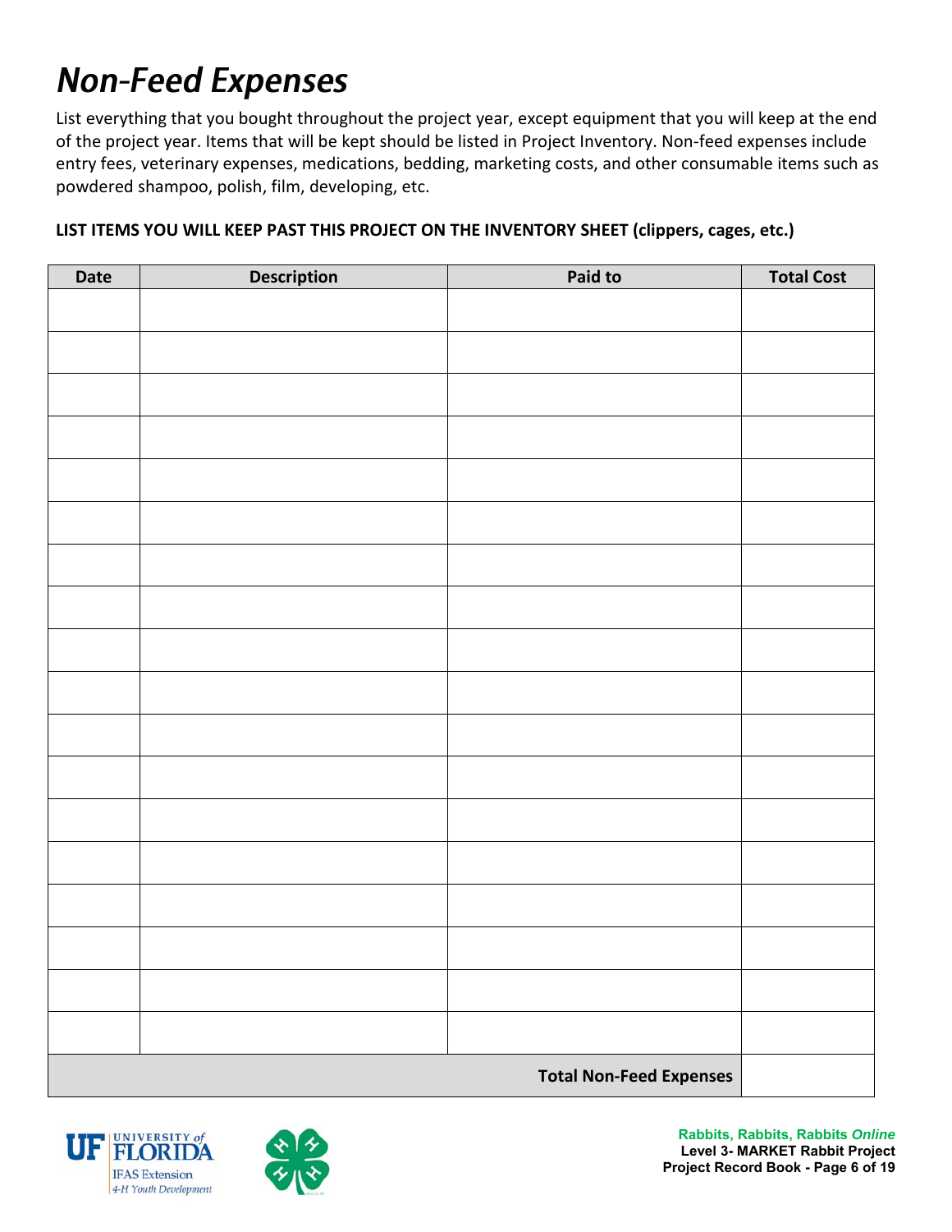# Non-Feed Expenses

List everything that you bought throughout the project year, except equipment that you will keep at the end of the project year. Items that will be kept should be listed in Project Inventory. Non-feed expenses include entry fees, veterinary expenses, medications, bedding, marketing costs, and other consumable items such as powdered shampoo, polish, film, developing, etc.

**LIST ITEMS YOU WILL KEEP PAST THIS PROJECT ON THE INVENTORY SHEET (clippers, cages, etc.)**

| Date | Description | Paid to | Total Cost |
|---|---|---|---|
| | | | |
| | | | |
| | | | |
| | | | |
| | | | |
| | | | |
| | | | |
| | | | |
| | | | |
| | | | |
| | | | |
| | | | |
| | | | |
| | | | |
| | | | |
| | | | |
| | | | |
| | | | |
| | | **Total Non-Feed Expenses** | |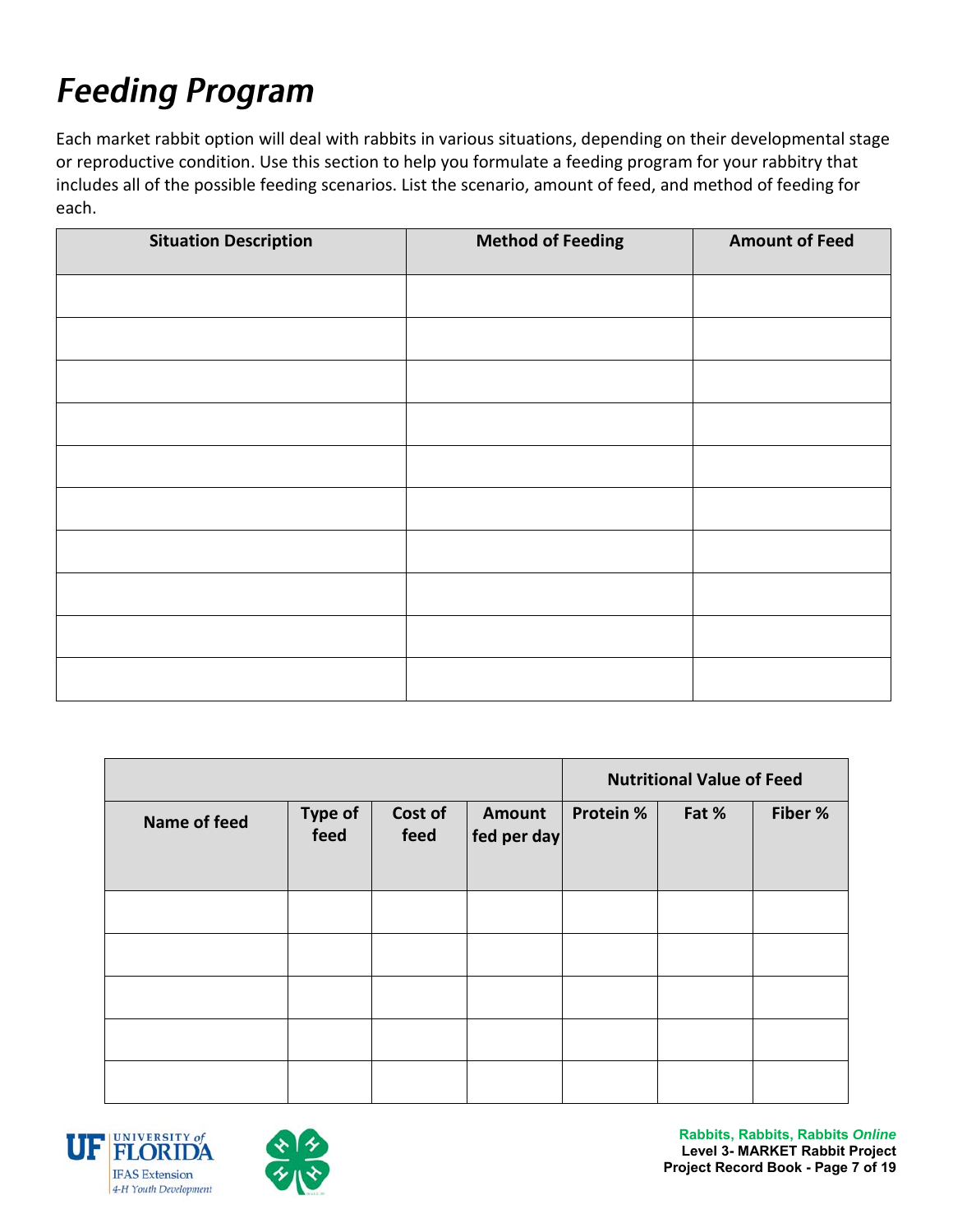# Feeding Program

Each market rabbit option will deal with rabbits in various situations, depending on their developmental stage or reproductive condition. Use this section to help you formulate a feeding program for your rabbitry that includes all of the possible feeding scenarios. List the scenario, amount of feed, and method of feeding for each.

| Situation Description | Method of Feeding | Amount of Feed |
|---|---|---|
| | | |
| | | |
| | | |
| | | |
| | | |
| | | |
| | | |
| | | |
| | | |
| | | |

| | | | | Nutritional Value of Feed | | |
|---|---|---|---|---|---|---|
| Name of feed | Type of feed | Cost of feed | Amount fed per day | Protein % | Fat % | Fiber % |
| | | | | | | |
| | | | | | | |
| | | | | | | |
| | | | | | | |
| | | | | | | |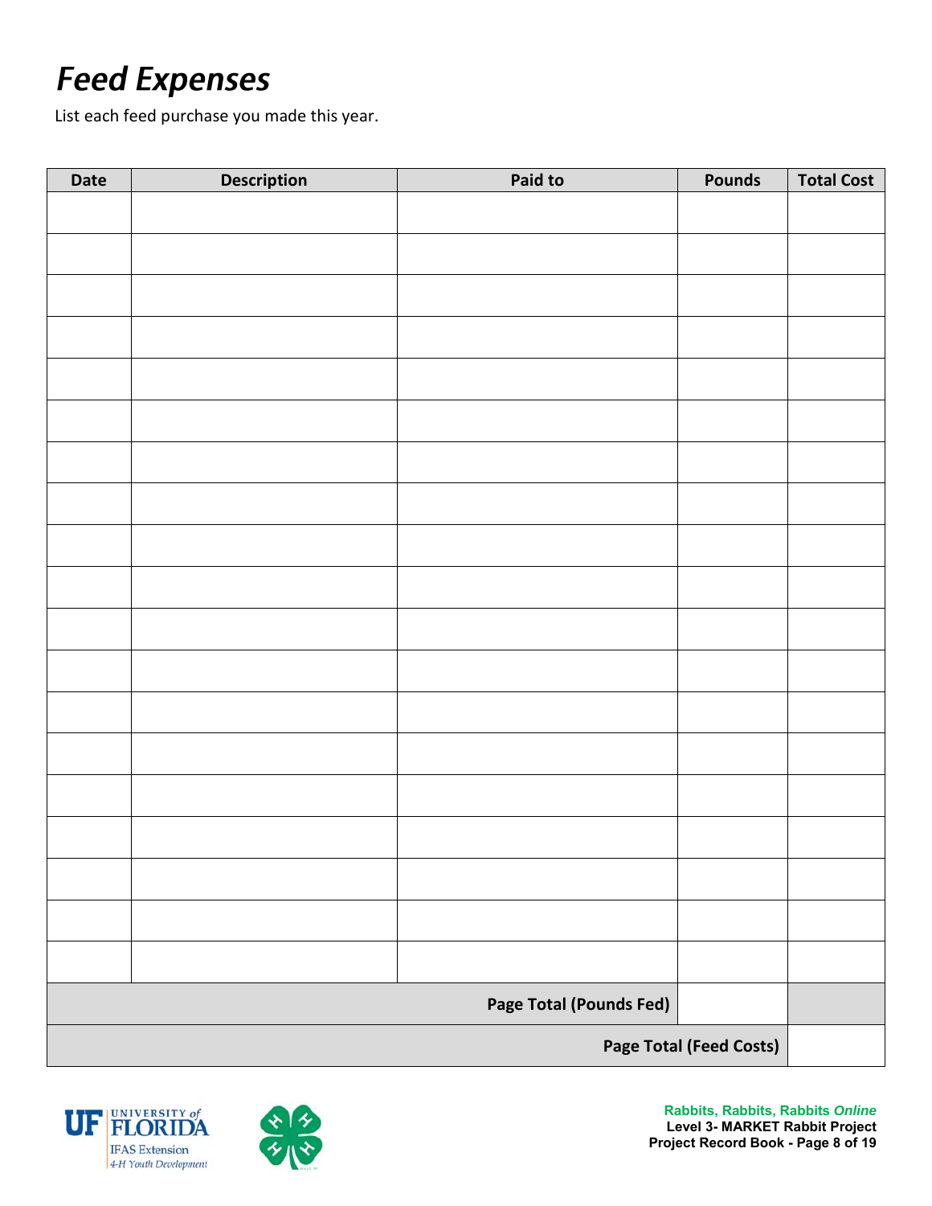# *Feed Expenses*

List each feed purchase you made this year.

| Date | Description | Paid to | Pounds | Total Cost |
|---|---|---|---|---|
| | | | | |
| | | | | |
| | | | | |
| | | | | |
| | | | | |
| | | | | |
| | | | | |
| | | | | |
| | | | | |
| | | | | |
| | | | | |
| | | | | |
| | | | | |
| | | | | |
| | | | | |
| | | | | |
| | | | | |
| | | | | |
| | | | | |
| | | **Page Total (Pounds Fed)** | | |
| | | | **Page Total (Feed Costs)** | |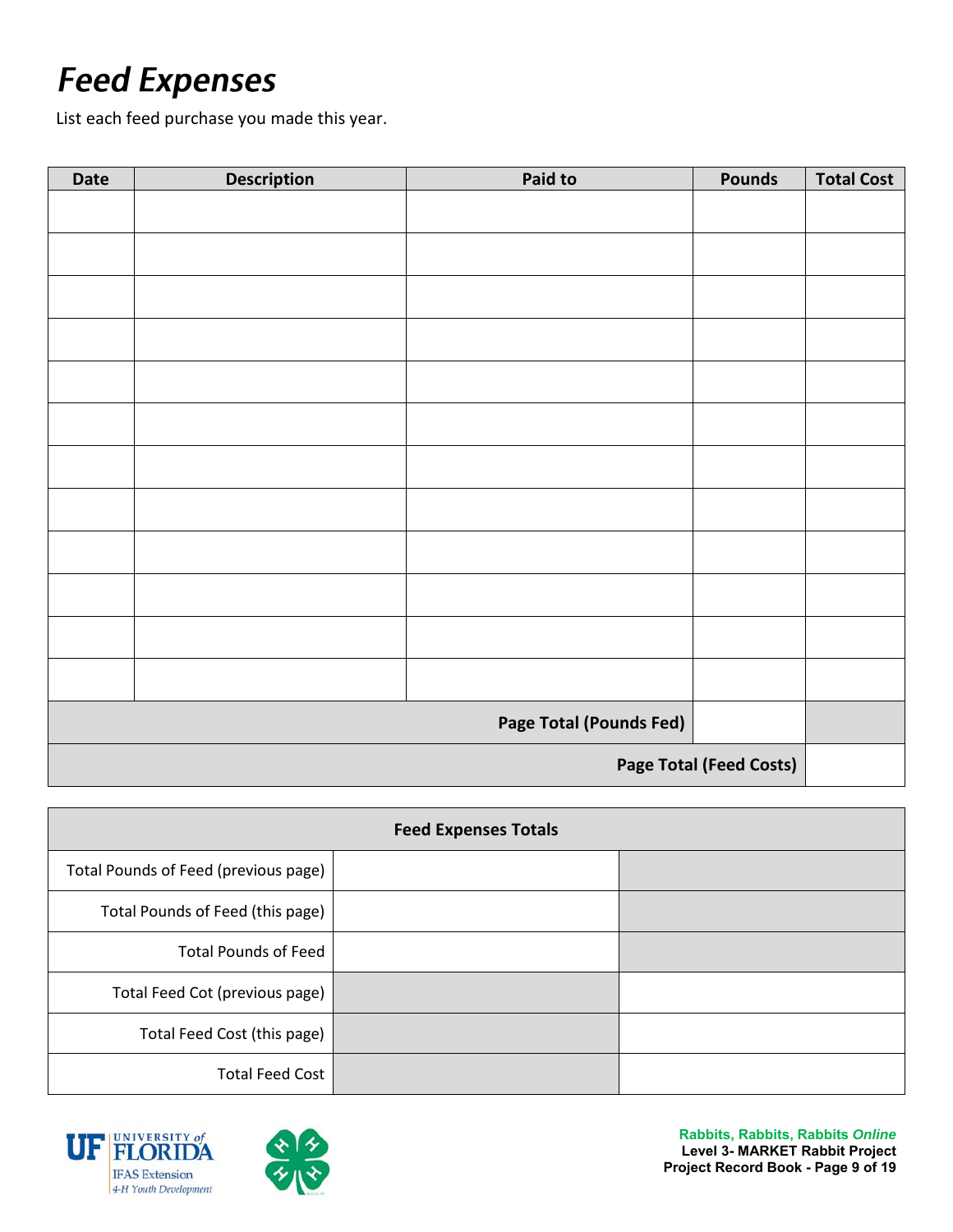# *Feed Expenses*

List each feed purchase you made this year.

| Date | Description | Paid to | Pounds | Total Cost |
|---|---|---|---|---|
| | | | | |
| | | | | |
| | | | | |
| | | | | |
| | | | | |
| | | | | |
| | | | | |
| | | | | |
| | | | | |
| | | | | |
| | | | | |
| | | | | |
| | | **Page Total (Pounds Fed)** | | |
| | | | **Page Total (Feed Costs)** | |

| **Feed Expenses Totals** | | |
|---|---|---|
| Total Pounds of Feed (previous page) | | |
| Total Pounds of Feed (this page) | | |
| Total Pounds of Feed | | |
| Total Feed Cot (previous page) | | |
| Total Feed Cost (this page) | | |
| Total Feed Cost | | |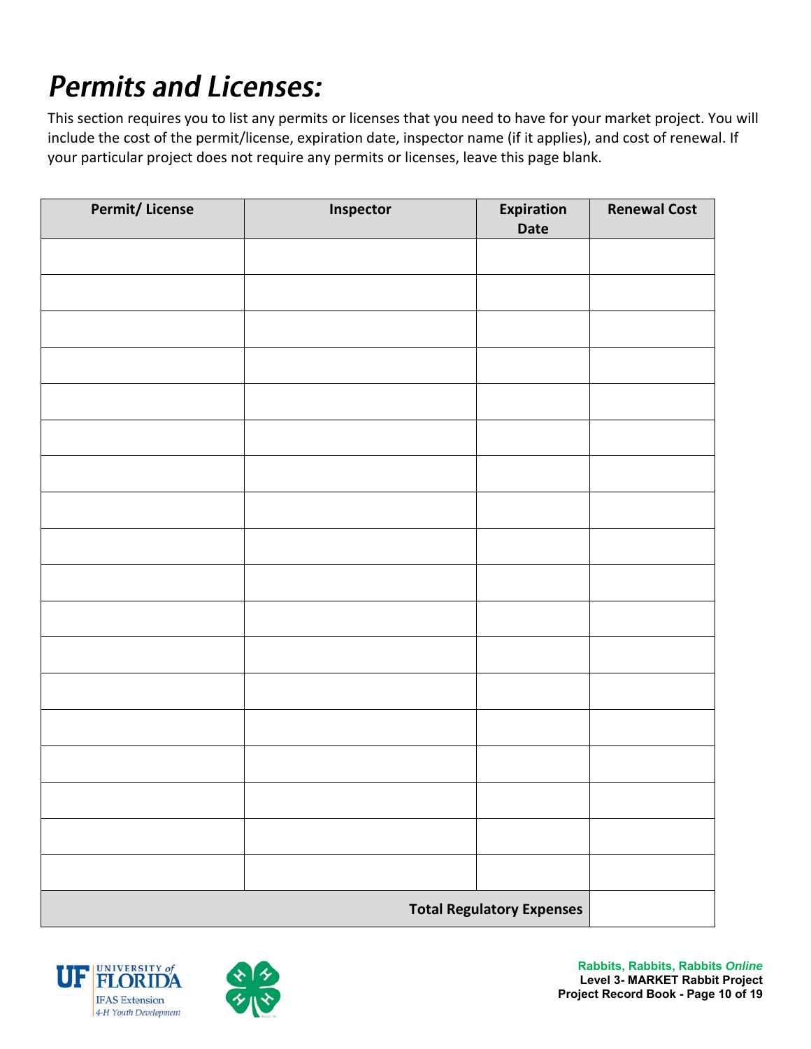# *Permits and Licenses:*

This section requires you to list any permits or licenses that you need to have for your market project. You will include the cost of the permit/license, expiration date, inspector name (if it applies), and cost of renewal. If your particular project does not require any permits or licenses, leave this page blank.

| Permit/ License | Inspector | Expiration Date | Renewal Cost |
|---|---|---|---|
| | | | |
| | | | |
| | | | |
| | | | |
| | | | |
| | | | |
| | | | |
| | | | |
| | | | |
| | | | |
| | | | |
| | | | |
| | | | |
| | | | |
| | | | |
| | | | |
| | | | |
| | | | |
| | | **Total Regulatory Expenses** | |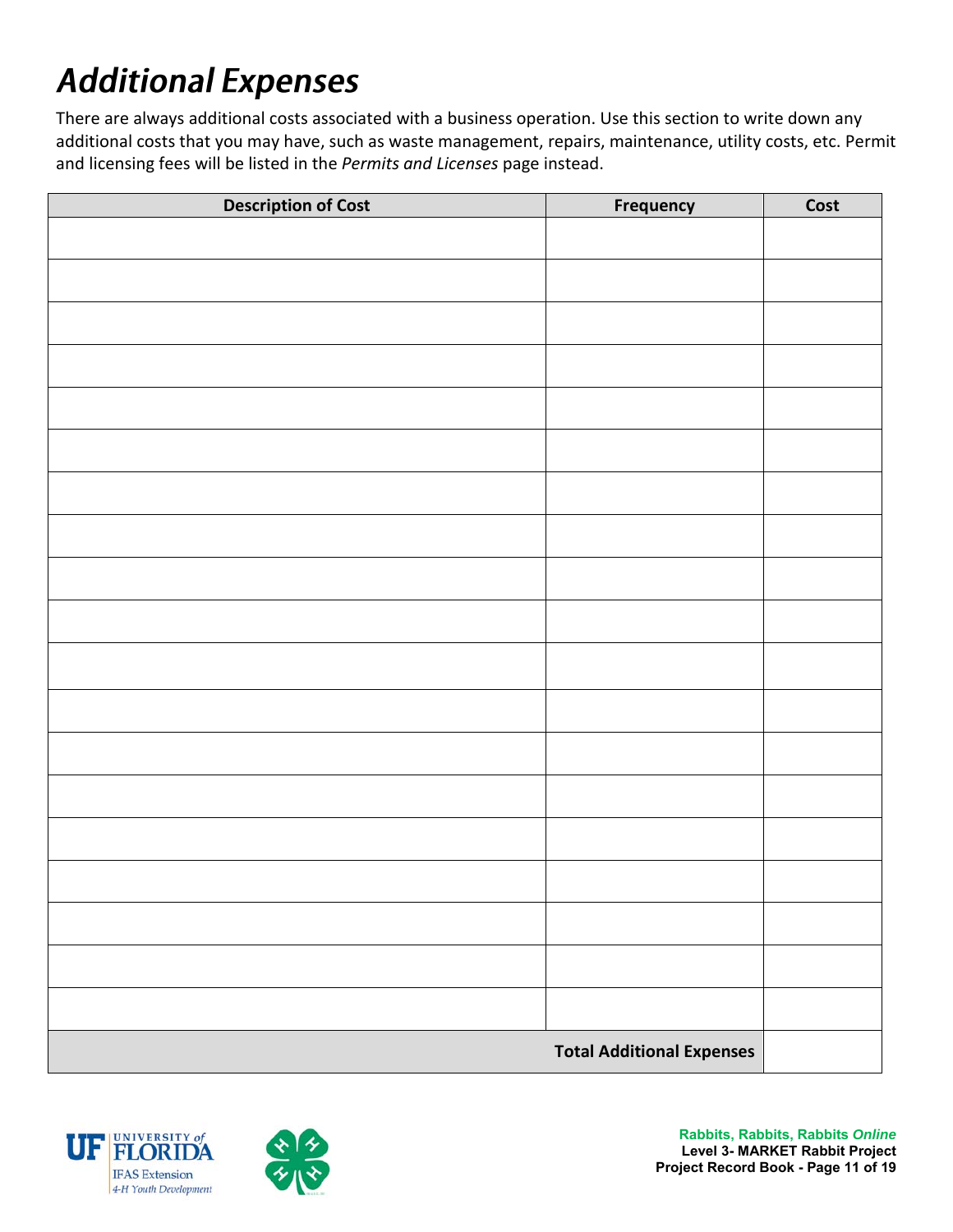# *Additional Expenses*

There are always additional costs associated with a business operation. Use this section to write down any additional costs that you may have, such as waste management, repairs, maintenance, utility costs, etc. Permit and licensing fees will be listed in the *Permits and Licenses* page instead.

| Description of Cost | Frequency | Cost |
|---|---|---|
| | | |
| | | |
| | | |
| | | |
| | | |
| | | |
| | | |
| | | |
| | | |
| | | |
| | | |
| | | |
| | | |
| | | |
| | | |
| | | |
| | | |
| | | |
| | | |
| | **Total Additional Expenses** | |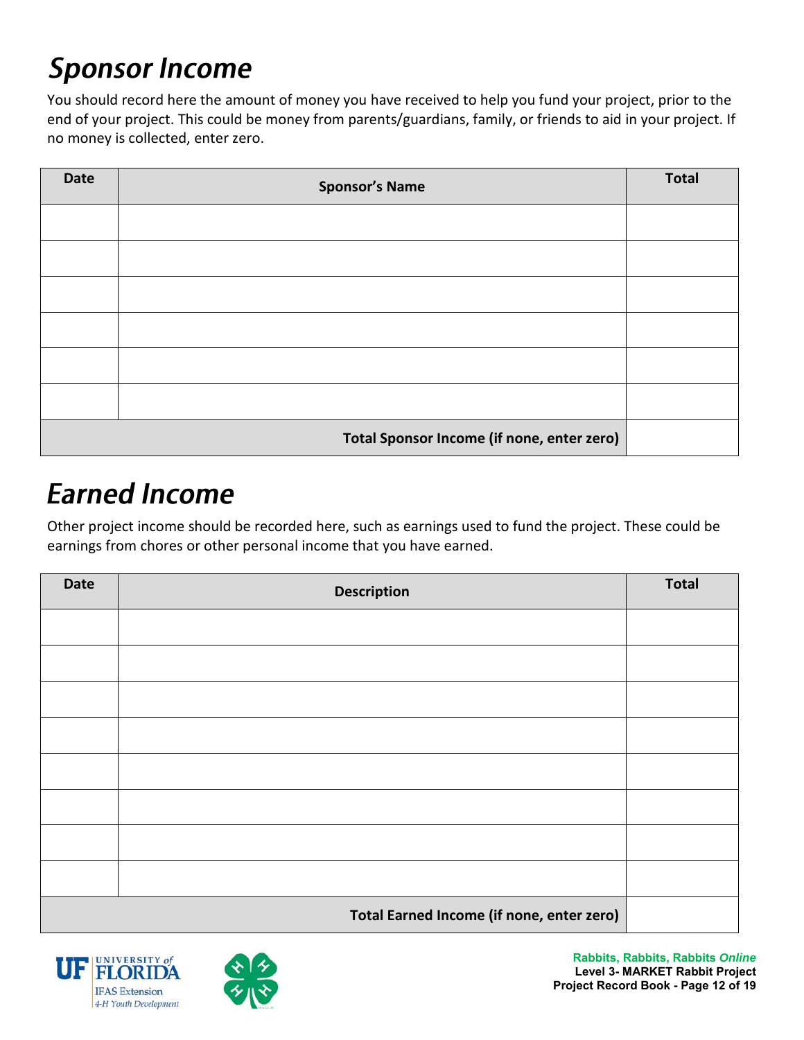# Sponsor Income

You should record here the amount of money you have received to help you fund your project, prior to the end of your project. This could be money from parents/guardians, family, or friends to aid in your project. If no money is collected, enter zero.

| Date | Sponsor's Name | Total |
|---|---|---|
| | | |
| | | |
| | | |
| | | |
| | | |
| | | |
| | **Total Sponsor Income (if none, enter zero)** | |

# Earned Income

Other project income should be recorded here, such as earnings used to fund the project. These could be earnings from chores or other personal income that you have earned.

| Date | Description | Total |
|---|---|---|
| | | |
| | | |
| | | |
| | | |
| | | |
| | | |
| | | |
| | | |
| | **Total Earned Income (if none, enter zero)** | |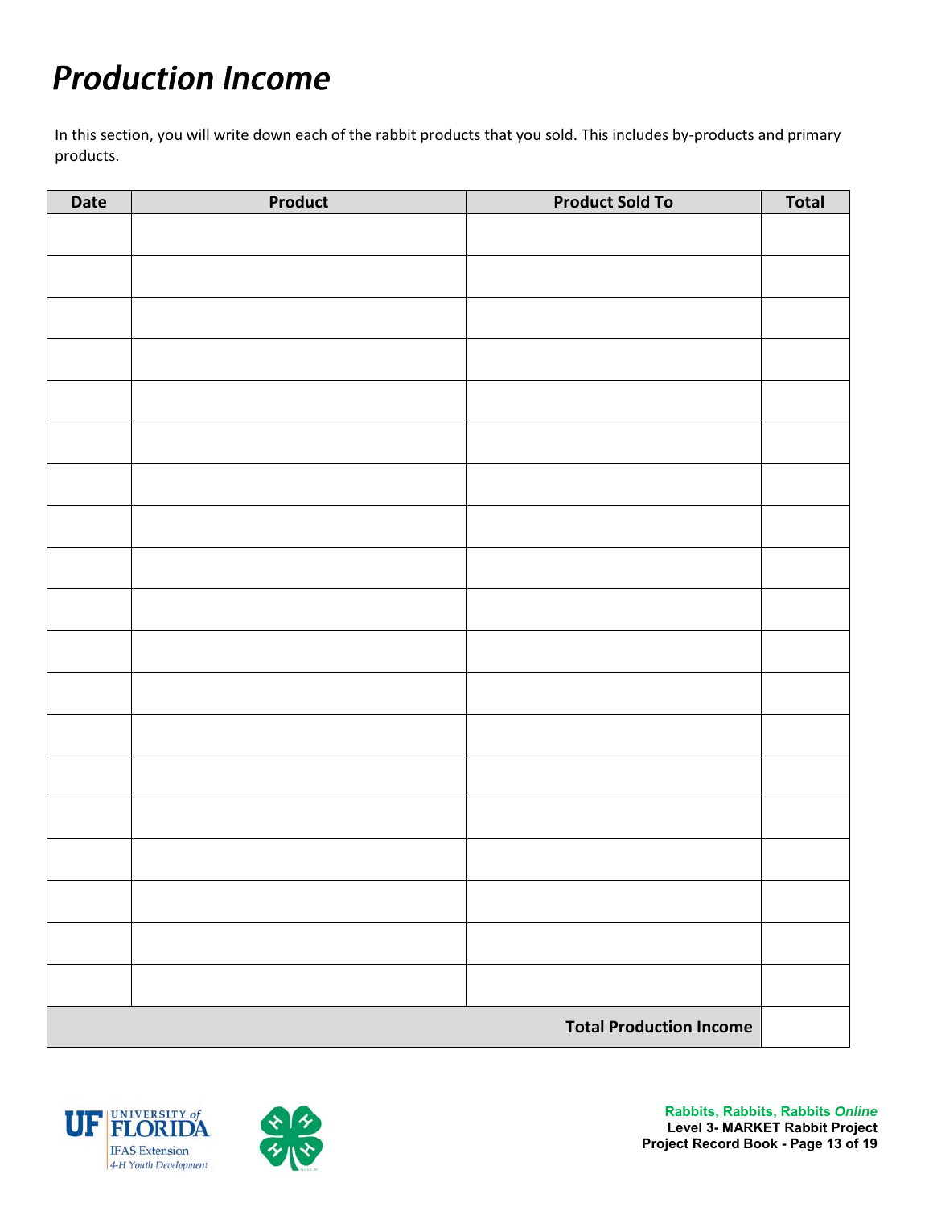# Production Income

In this section, you will write down each of the rabbit products that you sold. This includes by-products and primary products.

| Date | Product | Product Sold To | Total |
|---|---|---|---|
| | | | |
| | | | |
| | | | |
| | | | |
| | | | |
| | | | |
| | | | |
| | | | |
| | | | |
| | | | |
| | | | |
| | | | |
| | | | |
| | | | |
| | | | |
| | | | |
| | | | |
| | | | |
| | | | |
| | | **Total Production Income** | |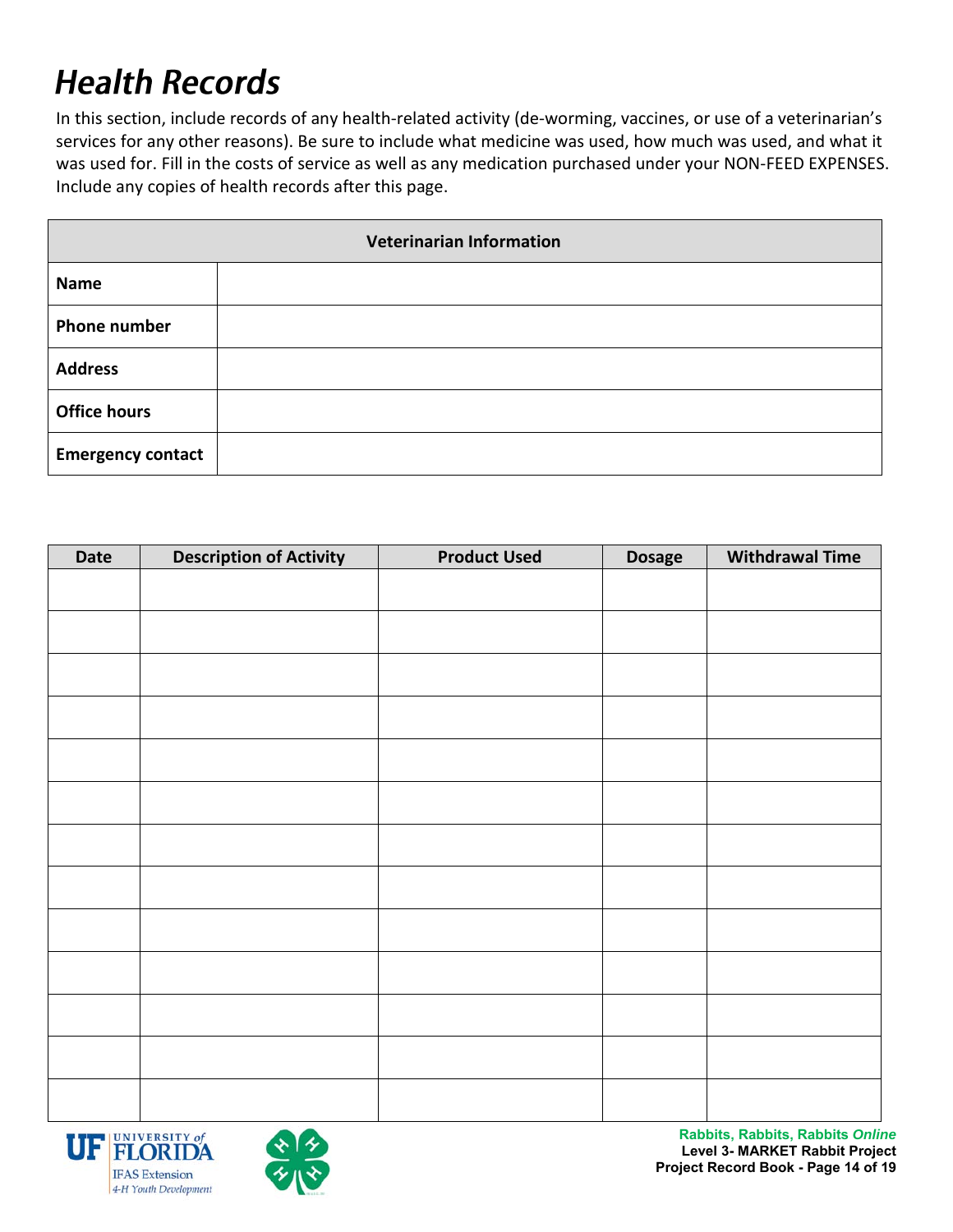# Health Records

In this section, include records of any health-related activity (de-worming, vaccines, or use of a veterinarian's services for any other reasons). Be sure to include what medicine was used, how much was used, and what it was used for. Fill in the costs of service as well as any medication purchased under your NON-FEED EXPENSES. Include any copies of health records after this page.

| Veterinarian Information | |
|---|---|
| **Name** | |
| **Phone number** | |
| **Address** | |
| **Office hours** | |
| **Emergency contact** | |

| Date | Description of Activity | Product Used | Dosage | Withdrawal Time |
|---|---|---|---|---|
| | | | | |
| | | | | |
| | | | | |
| | | | | |
| | | | | |
| | | | | |
| | | | | |
| | | | | |
| | | | | |
| | | | | |
| | | | | |
| | | | | |
| | | | | |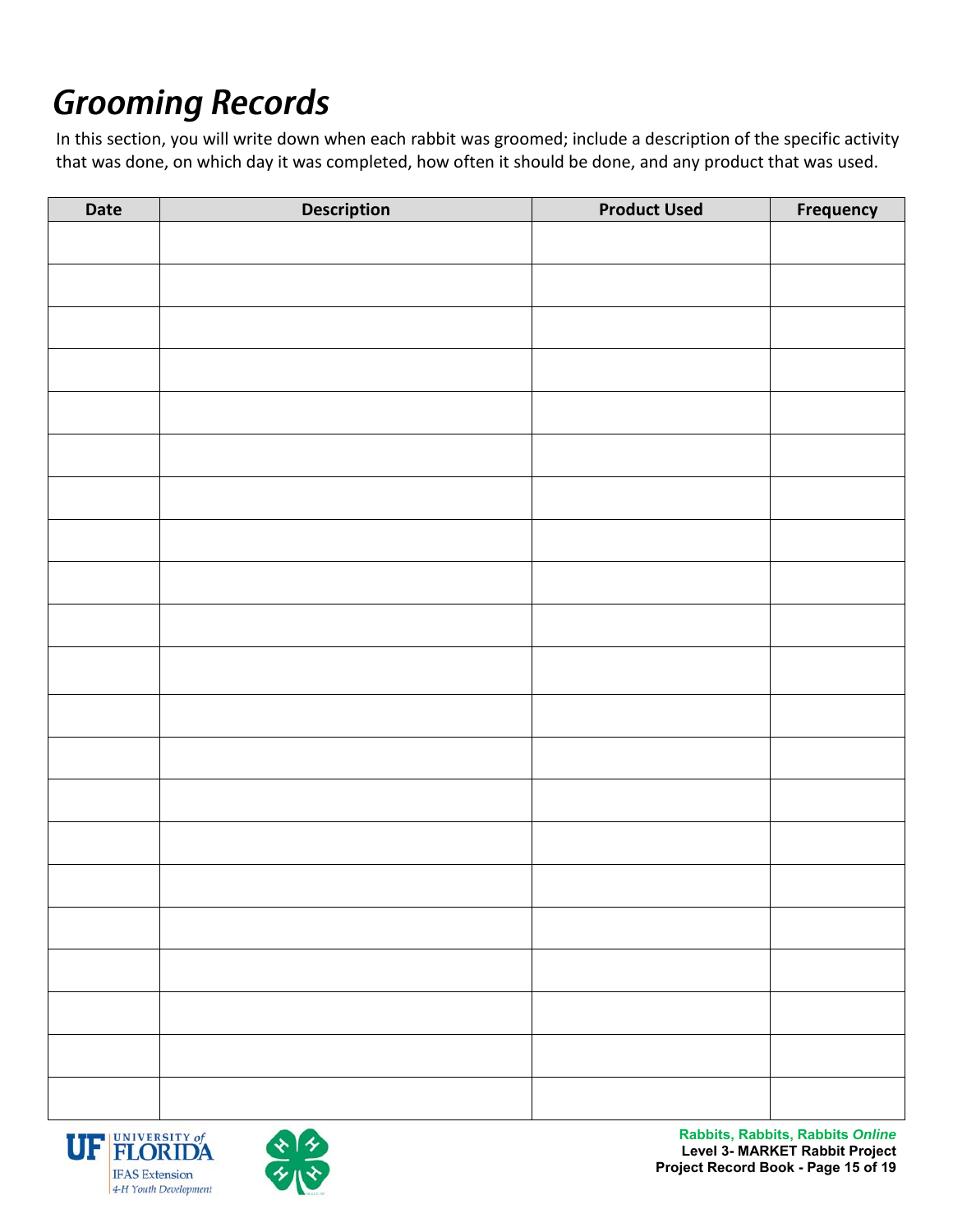# Grooming Records

In this section, you will write down when each rabbit was groomed; include a description of the specific activity that was done, on which day it was completed, how often it should be done, and any product that was used.

| Date | Description | Product Used | Frequency |
|---|---|---|---|
| | | | |
| | | | |
| | | | |
| | | | |
| | | | |
| | | | |
| | | | |
| | | | |
| | | | |
| | | | |
| | | | |
| | | | |
| | | | |
| | | | |
| | | | |
| | | | |
| | | | |
| | | | |
| | | | |
| | | | |
| | | | |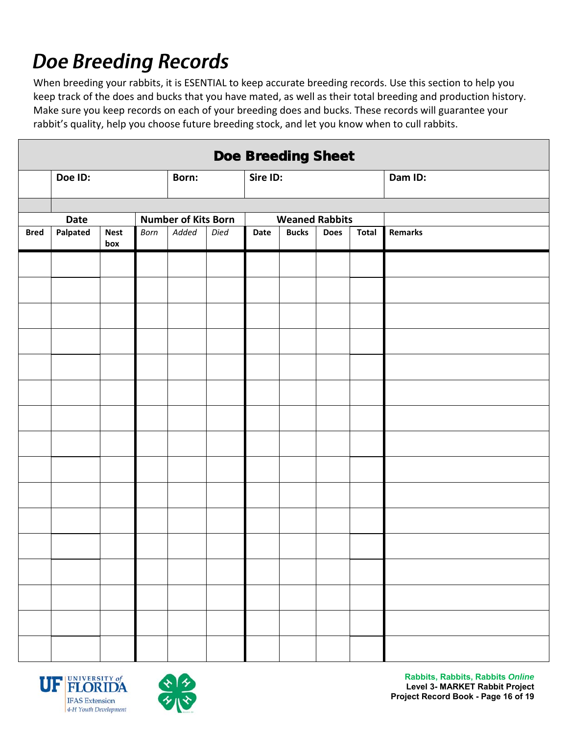# *Doe Breeding Records*

When breeding your rabbits, it is ESSENTIAL to keep accurate breeding records. Use this section to help you keep track of the does and bucks that you have mated, as well as their total breeding and production history. Make sure you keep records on each of your breeding does and bucks. These records will guarantee your rabbit's quality, help you choose future breeding stock, and let you know when to cull rabbits.

**Doe Breeding Sheet**

| | **Doe ID:** | | **Born:** | | | **Sire ID:** | | | | **Dam ID:** |
|---|---|---|---|---|---|---|---|---|---|---|
| | | | | | | | | | | |
| **Date** | | | **Number of Kits Born** | | | **Weaned Rabbits** | | | | |
| **Bred** | **Palpated** | **Nest box** | *Born* | *Added* | *Died* | **Date** | **Bucks** | **Does** | **Total** | **Remarks** |
| | | | | | | | | | | |
| | | | | | | | | | | |
| | | | | | | | | | | |
| | | | | | | | | | | |
| | | | | | | | | | | |
| | | | | | | | | | | |
| | | | | | | | | | | |
| | | | | | | | | | | |
| | | | | | | | | | | |
| | | | | | | | | | | |
| | | | | | | | | | | |
| | | | | | | | | | | |
| | | | | | | | | | | |
| | | | | | | | | | | |
| | | | | | | | | | | |
| | | | | | | | | | | |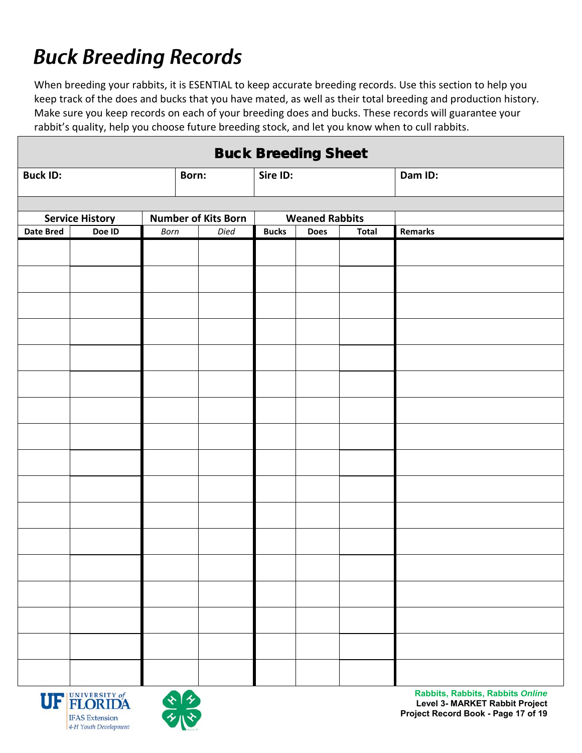# Buck Breeding Records

When breeding your rabbits, it is ESENTIAL to keep accurate breeding records. Use this section to help you keep track of the does and bucks that you have mated, as well as their total breeding and production history. Make sure you keep records on each of your breeding does and bucks. These records will guarantee your rabbit's quality, help you choose future breeding stock, and let you know when to cull rabbits.

## Buck Breeding Sheet

| **Buck ID:** | **Born:** | **Sire ID:** | **Dam ID:** |
|---|---|---|---|
| | | | |

| **Service History** | | **Number of Kits Born** | | **Weaned Rabbits** | | | |
|---|---|---|---|---|---|---|---|
| **Date Bred** | **Doe ID** | *Born* | *Died* | **Bucks** | **Does** | **Total** | **Remarks** |
| | | | | | | | |
| | | | | | | | |
| | | | | | | | |
| | | | | | | | |
| | | | | | | | |
| | | | | | | | |
| | | | | | | | |
| | | | | | | | |
| | | | | | | | |
| | | | | | | | |
| | | | | | | | |
| | | | | | | | |
| | | | | | | | |
| | | | | | | | |
| | | | | | | | |
| | | | | | | | |
| | | | | | | | |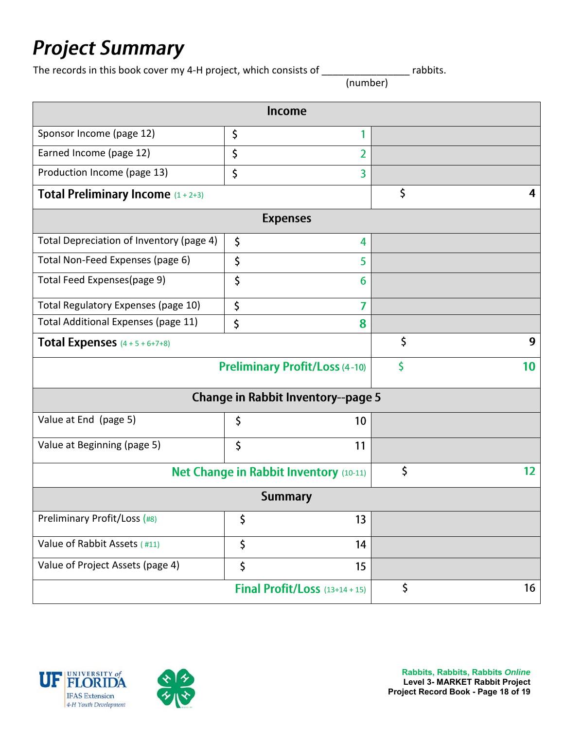# *Project Summary*

The records in this book cover my 4-H project, which consists of ________________ rabbits.
(number)

| Income | | |
|---|---|---|
| Sponsor Income (page 12) | $ 1 | |
| Earned Income (page 12) | $ 2 | |
| Production Income (page 13) | $ 3 | |
| **Total Preliminary Income** (1 + 2+3) | | $ 4 |
| **Expenses** | | |
| Total Depreciation of Inventory (page 4) | $ 4 | |
| Total Non-Feed Expenses (page 6) | $ 5 | |
| Total Feed Expenses(page 9) | $ 6 | |
| Total Regulatory Expenses (page 10) | $ 7 | |
| Total Additional Expenses (page 11) | $ 8 | |
| **Total Expenses** (4 + 5 + 6+7+8) | | $ 9 |
| **Preliminary Profit/Loss** (4 -10) | | $ 10 |
| **Change in Rabbit Inventory--page 5** | | |
| Value at End (page 5) | $ 10 | |
| Value at Beginning (page 5) | $ 11 | |
| **Net Change in Rabbit Inventory** (10-11) | | $ 12 |
| **Summary** | | |
| Preliminary Profit/Loss (#8) | $ 13 | |
| Value of Rabbit Assets ( #11) | $ 14 | |
| Value of Project Assets (page 4) | $ 15 | |
| **Final Profit/Loss** (13+14 + 15) | | $ 16 |

UF UNIVERSITY of FLORIDA
IFAS Extension
4-H Youth Development

**Rabbits, Rabbits, Rabbits *Online***
**Level 3- MARKET Rabbit Project**
**Project Record Book**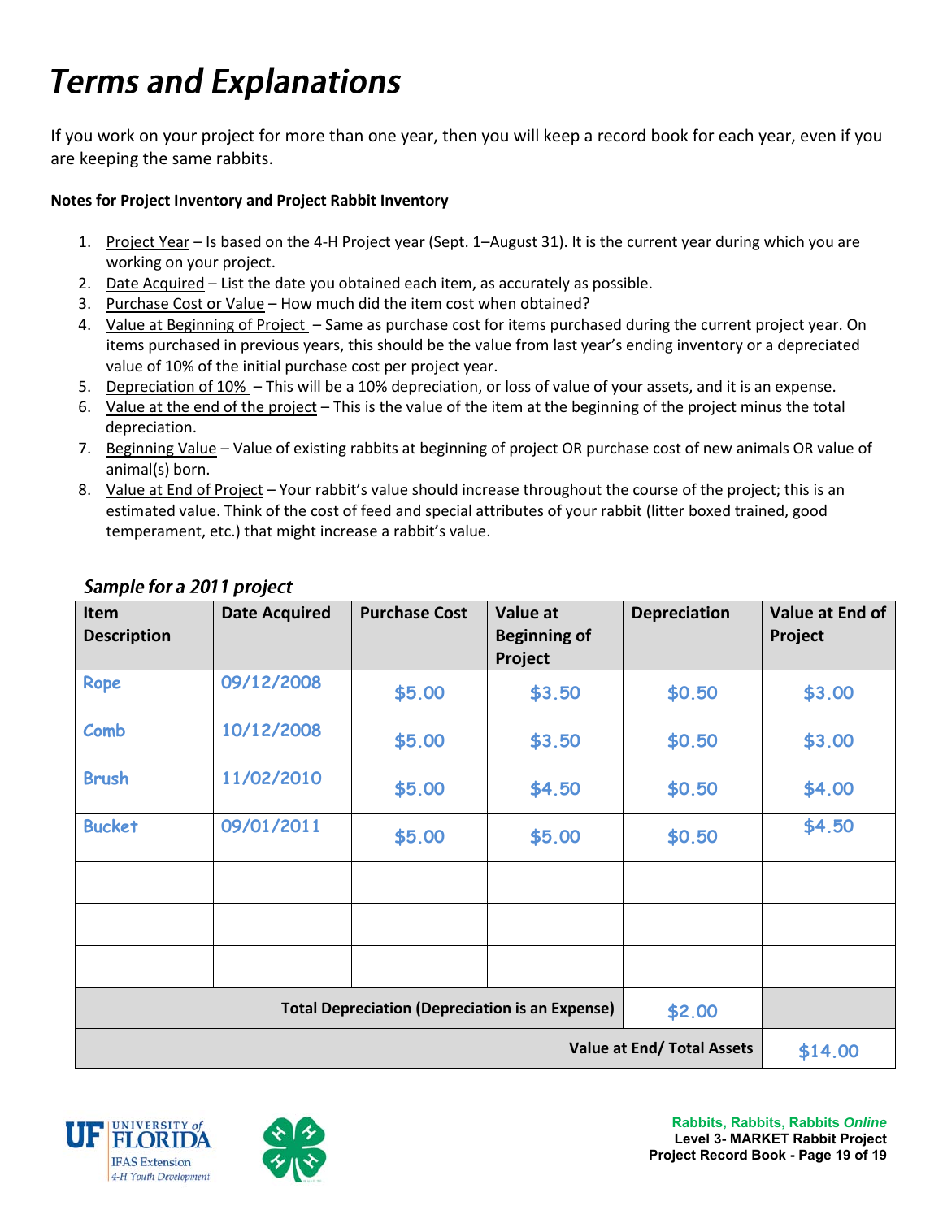# Terms and Explanations

If you work on your project for more than one year, then you will keep a record book for each year, even if you are keeping the same rabbits.

**Notes for Project Inventory and Project Rabbit Inventory**

1. Project Year – Is based on the 4-H Project year (Sept. 1–August 31). It is the current year during which you are working on your project.
2. Date Acquired – List the date you obtained each item, as accurately as possible.
3. Purchase Cost or Value – How much did the item cost when obtained?
4. Value at Beginning of Project – Same as purchase cost for items purchased during the current project year. On items purchased in previous years, this should be the value from last year's ending inventory or a depreciated value of 10% of the initial purchase cost per project year.
5. Depreciation of 10% – This will be a 10% depreciation, or loss of value of your assets, and it is an expense.
6. Value at the end of the project – This is the value of the item at the beginning of the project minus the total depreciation.
7. Beginning Value – Value of existing rabbits at beginning of project OR purchase cost of new animals OR value of animal(s) born.
8. Value at End of Project – Your rabbit's value should increase throughout the course of the project; this is an estimated value. Think of the cost of feed and special attributes of your rabbit (litter boxed trained, good temperament, etc.) that might increase a rabbit's value.

*Sample for a 2011 project*

| Item Description | Date Acquired | Purchase Cost | Value at Beginning of Project | Depreciation | Value at End of Project |
|---|---|---|---|---|---|
| Rope | 09/12/2008 | $5.00 | $3.50 | $0.50 | $3.00 |
| Comb | 10/12/2008 | $5.00 | $3.50 | $0.50 | $3.00 |
| Brush | 11/02/2010 | $5.00 | $4.50 | $0.50 | $4.00 |
| Bucket | 09/01/2011 | $5.00 | $5.00 | $0.50 | $4.50 |
| | | | | | |
| | | | | | |
| | | | | | |
| **Total Depreciation (Depreciation is an Expense)** | | | | $2.00 | |
| **Value at End/ Total Assets** | | | | | $14.00 |